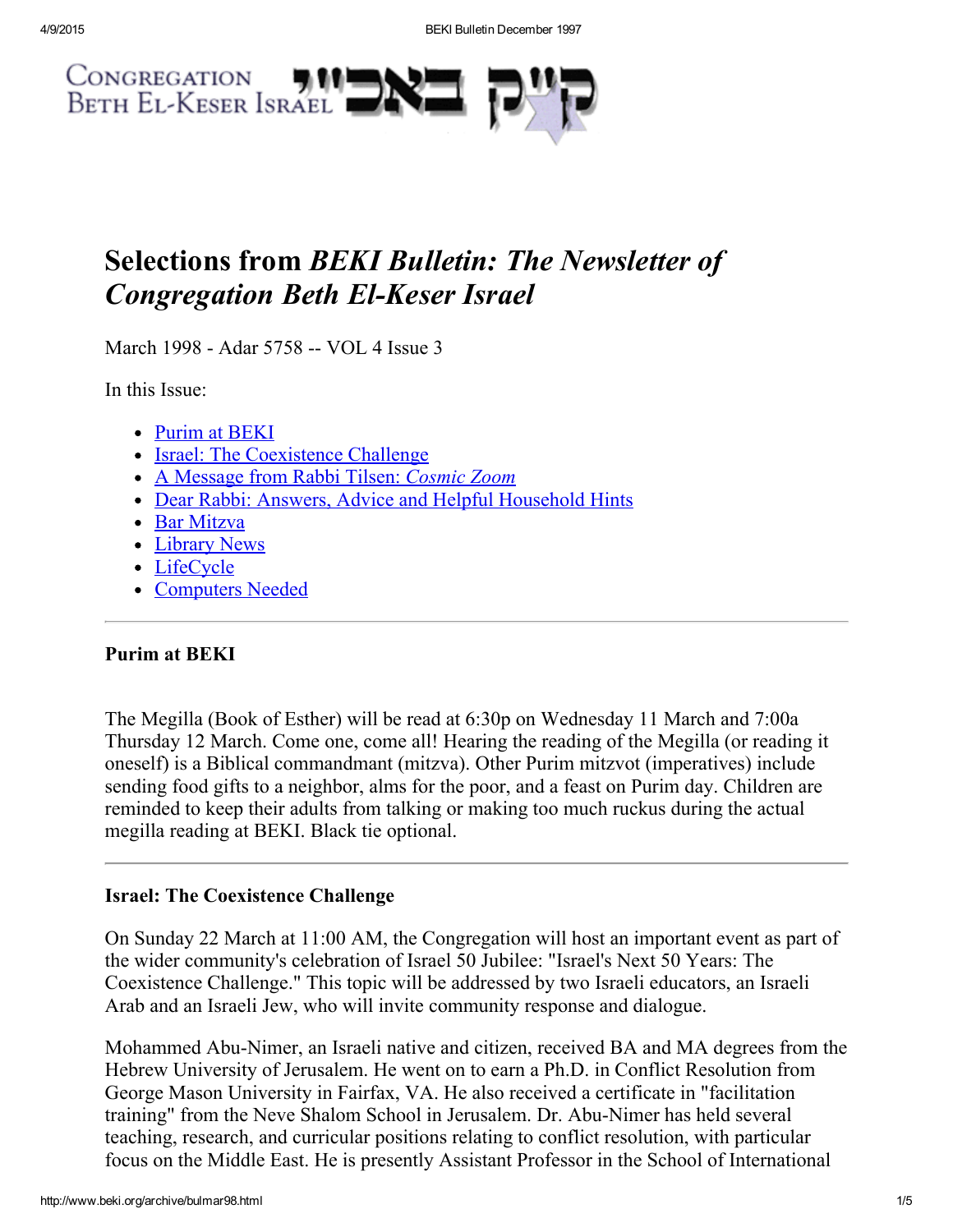# Selections from *BEKI Bulletin: The Newsletter of Congregation Beth El-Keser Israel*

March 1998 - Adar 5758 -- VOL 4 Issue 3

In this Issue:

- Purim at BEKI
- Israel: The Coexistence Challenge
- A Message from Rabbi Tilsen: *Cosmic Zoom*
- Dear Rabbi: Answers, Advice and Helpful Household Hints
- Bar Mitzva
- Library News
- LifeCycle
- Computers Needed

---

### Purim at BEKI

The Megilla (Book of Esther) will be read at 6:30p on Wednesday 11 March and 7:00a Thursday 12 March. Come one, come all! Hearing the reading of the Megilla (or reading it oneself) is a Biblical commandmant (mitzva). Other Purim mitzvot (imperatives) include sending food gifts to a neighbor, alms for the poor, and a feast on Purim day. Children are reminded to keep their adults from talking or making too much ruckus during the actual megilla reading at BEKI. Black tie optional.

---

### Israel: The Coexistence Challenge

On Sunday 22 March at 11:00 AM, the Congregation will host an important event as part of the wider community's celebration of Israel 50 Jubilee: "Israel's Next 50 Years: The Coexistence Challenge." This topic will be addressed by two Israeli educators, an Israeli Arab and an Israeli Jew, who will invite community response and dialogue.

Mohammed Abu-Nimer, an Israeli native and citizen, received BA and MA degrees from the Hebrew University of Jerusalem. He went on to earn a Ph.D. in Conflict Resolution from George Mason University in Fairfax, VA. He also received a certificate in "facilitation training" from the Neve Shalom School in Jerusalem. Dr. Abu-Nimer has held several teaching, research, and curricular positions relating to conflict resolution, with particular focus on the Middle East. He is presently Assistant Professor in the School of International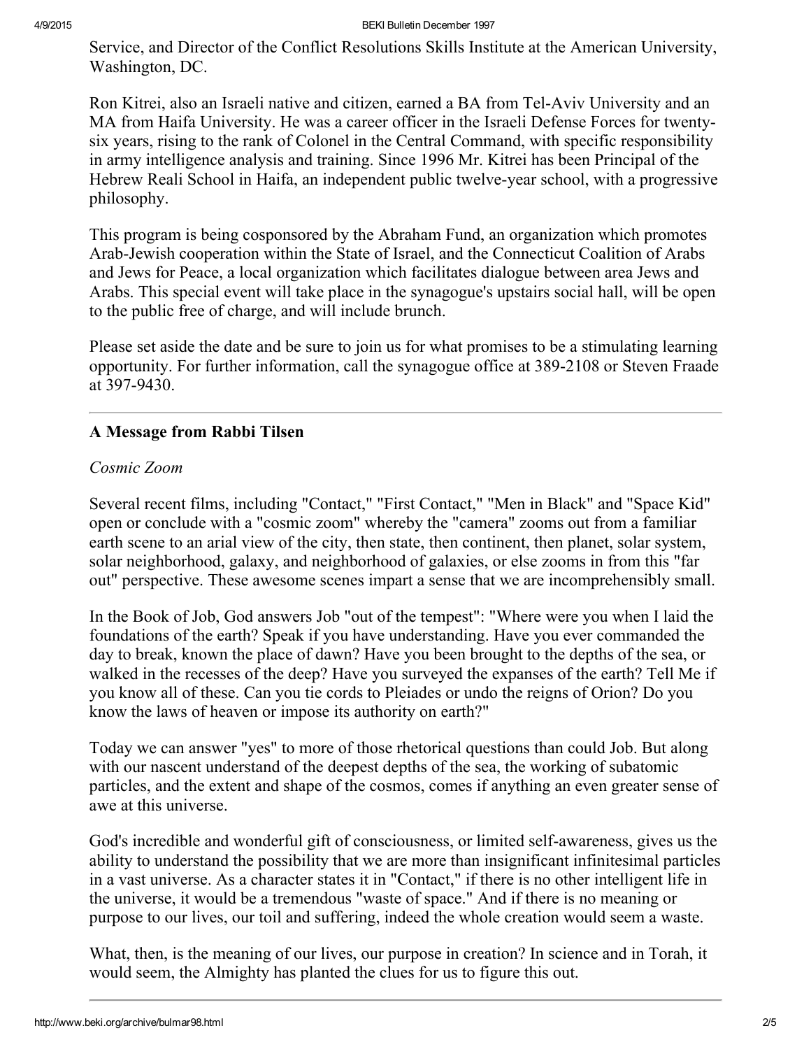Service, and Director of the Conflict Resolutions Skills Institute at the American University, Washington, DC.

Ron Kitrei, also an Israeli native and citizen, earned a BA from Tel-Aviv University and an MA from Haifa University. He was a career officer in the Israeli Defense Forces for twenty-six years, rising to the rank of Colonel in the Central Command, with specific responsibility in army intelligence analysis and training. Since 1996 Mr. Kitrei has been Principal of the Hebrew Reali School in Haifa, an independent public twelve-year school, with a progressive philosophy.

This program is being cosponsored by the Abraham Fund, an organization which promotes Arab-Jewish cooperation within the State of Israel, and the Connecticut Coalition of Arabs and Jews for Peace, a local organization which facilitates dialogue between area Jews and Arabs. This special event will take place in the synagogue's upstairs social hall, will be open to the public free of charge, and will include brunch.

Please set aside the date and be sure to join us for what promises to be a stimulating learning opportunity. For further information, call the synagogue office at 389-2108 or Steven Fraade at 397-9430.

---

## A Message from Rabbi Tilsen

*Cosmic Zoom*

Several recent films, including "Contact," "First Contact," "Men in Black" and "Space Kid" open or conclude with a "cosmic zoom" whereby the "camera" zooms out from a familiar earth scene to an arial view of the city, then state, then continent, then planet, solar system, solar neighborhood, galaxy, and neighborhood of galaxies, or else zooms in from this "far out" perspective. These awesome scenes impart a sense that we are incomprehensibly small.

In the Book of Job, God answers Job "out of the tempest": "Where were you when I laid the foundations of the earth? Speak if you have understanding. Have you ever commanded the day to break, known the place of dawn? Have you been brought to the depths of the sea, or walked in the recesses of the deep? Have you surveyed the expanses of the earth? Tell Me if you know all of these. Can you tie cords to Pleiades or undo the reigns of Orion? Do you know the laws of heaven or impose its authority on earth?"

Today we can answer "yes" to more of those rhetorical questions than could Job. But along with our nascent understand of the deepest depths of the sea, the working of subatomic particles, and the extent and shape of the cosmos, comes if anything an even greater sense of awe at this universe.

God's incredible and wonderful gift of consciousness, or limited self-awareness, gives us the ability to understand the possibility that we are more than insignificant infinitesimal particles in a vast universe. As a character states it in "Contact," if there is no other intelligent life in the universe, it would be a tremendous "waste of space." And if there is no meaning or purpose to our lives, our toil and suffering, indeed the whole creation would seem a waste.

What, then, is the meaning of our lives, our purpose in creation? In science and in Torah, it would seem, the Almighty has planted the clues for us to figure this out.

---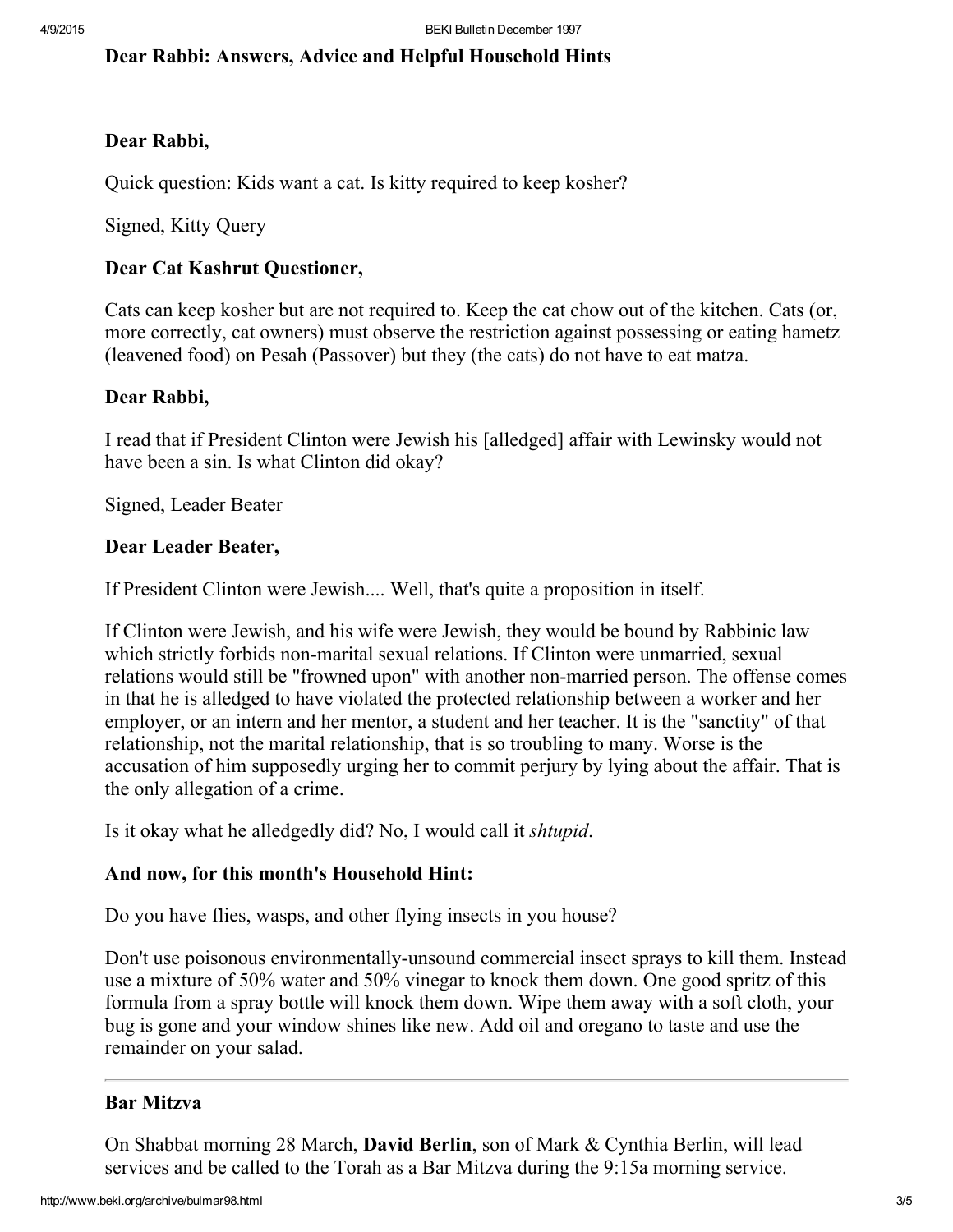### Dear Rabbi: Answers, Advice and Helpful Household Hints

**Dear Rabbi,**

Quick question: Kids want a cat. Is kitty required to keep kosher?

Signed, Kitty Query

**Dear Cat Kashrut Questioner,**

Cats can keep kosher but are not required to. Keep the cat chow out of the kitchen. Cats (or, more correctly, cat owners) must observe the restriction against possessing or eating hametz (leavened food) on Pesah (Passover) but they (the cats) do not have to eat matza.

**Dear Rabbi,**

I read that if President Clinton were Jewish his [alledged] affair with Lewinsky would not have been a sin. Is what Clinton did okay?

Signed, Leader Beater

**Dear Leader Beater,**

If President Clinton were Jewish.... Well, that's quite a proposition in itself.

If Clinton were Jewish, and his wife were Jewish, they would be bound by Rabbinic law which strictly forbids non-marital sexual relations. If Clinton were unmarried, sexual relations would still be "frowned upon" with another non-married person. The offense comes in that he is alledged to have violated the protected relationship between a worker and her employer, or an intern and her mentor, a student and her teacher. It is the "sanctity" of that relationship, not the marital relationship, that is so troubling to many. Worse is the accusation of him supposedly urging her to commit perjury by lying about the affair. That is the only allegation of a crime.

Is it okay what he alledgedly did? No, I would call it *shtupid*.

**And now, for this month's Household Hint:**

Do you have flies, wasps, and other flying insects in you house?

Don't use poisonous environmentally-unsound commercial insect sprays to kill them. Instead use a mixture of 50% water and 50% vinegar to knock them down. One good spritz of this formula from a spray bottle will knock them down. Wipe them away with a soft cloth, your bug is gone and your window shines like new. Add oil and oregano to taste and use the remainder on your salad.

---

### Bar Mitzva

On Shabbat morning 28 March, **David Berlin**, son of Mark & Cynthia Berlin, will lead services and be called to the Torah as a Bar Mitzva during the 9:15a morning service.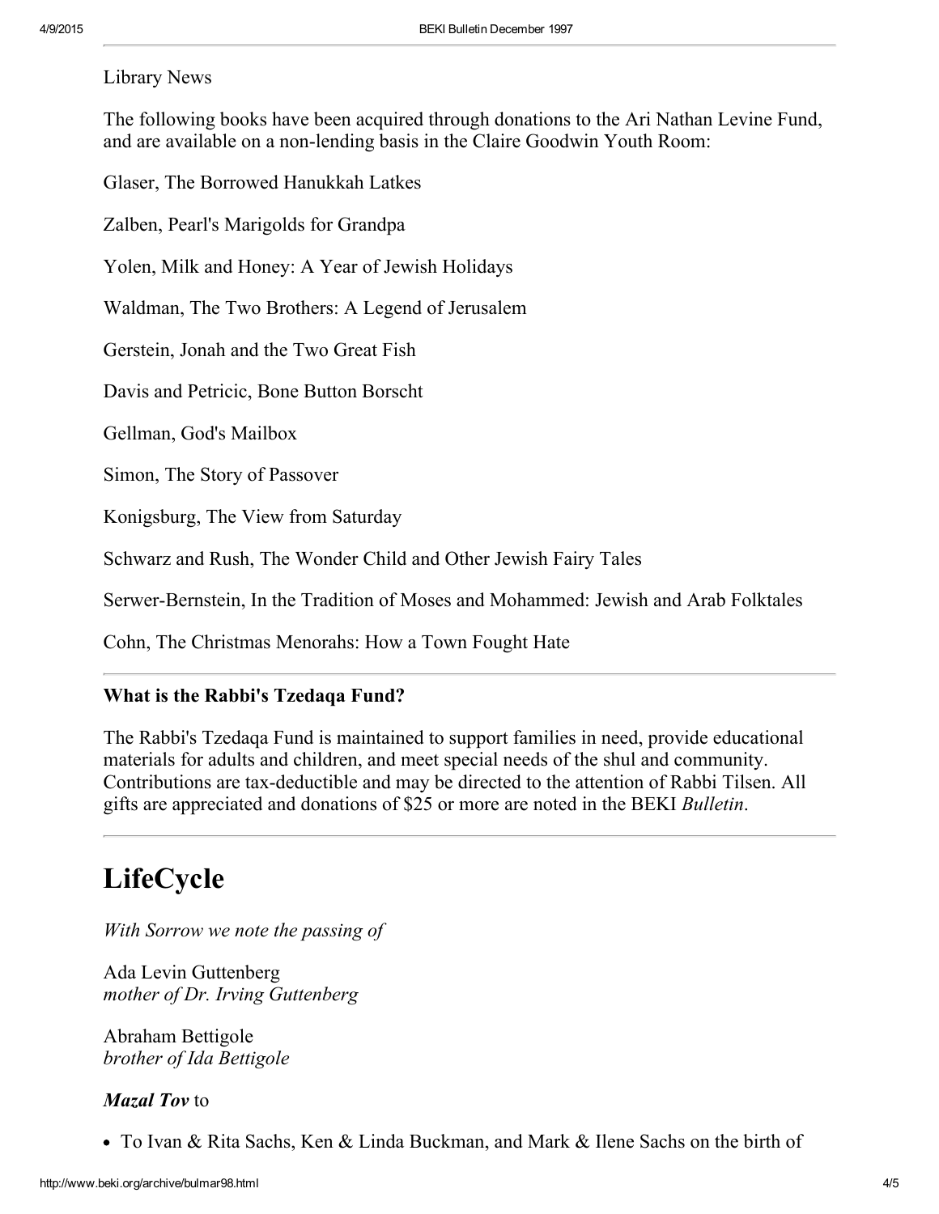Library News

The following books have been acquired through donations to the Ari Nathan Levine Fund, and are available on a non-lending basis in the Claire Goodwin Youth Room:

Glaser, The Borrowed Hanukkah Latkes

Zalben, Pearl's Marigolds for Grandpa

Yolen, Milk and Honey: A Year of Jewish Holidays

Waldman, The Two Brothers: A Legend of Jerusalem

Gerstein, Jonah and the Two Great Fish

Davis and Petricic, Bone Button Borscht

Gellman, God's Mailbox

Simon, The Story of Passover

Konigsburg, The View from Saturday

Schwarz and Rush, The Wonder Child and Other Jewish Fairy Tales

Serwer-Bernstein, In the Tradition of Moses and Mohammed: Jewish and Arab Folktales

Cohn, The Christmas Menorahs: How a Town Fought Hate

---

**What is the Rabbi's Tzedaqa Fund?**

The Rabbi's Tzedaqa Fund is maintained to support families in need, provide educational materials for adults and children, and meet special needs of the shul and community. Contributions are tax-deductible and may be directed to the attention of Rabbi Tilsen. All gifts are appreciated and donations of $25 or more are noted in the BEKI *Bulletin*.

---

# LifeCycle

*With Sorrow we note the passing of*

Ada Levin Guttenberg
*mother of Dr. Irving Guttenberg*

Abraham Bettigole
*brother of Ida Bettigole*

***Mazal Tov*** to

- To Ivan & Rita Sachs, Ken & Linda Buckman, and Mark & Ilene Sachs on the birth of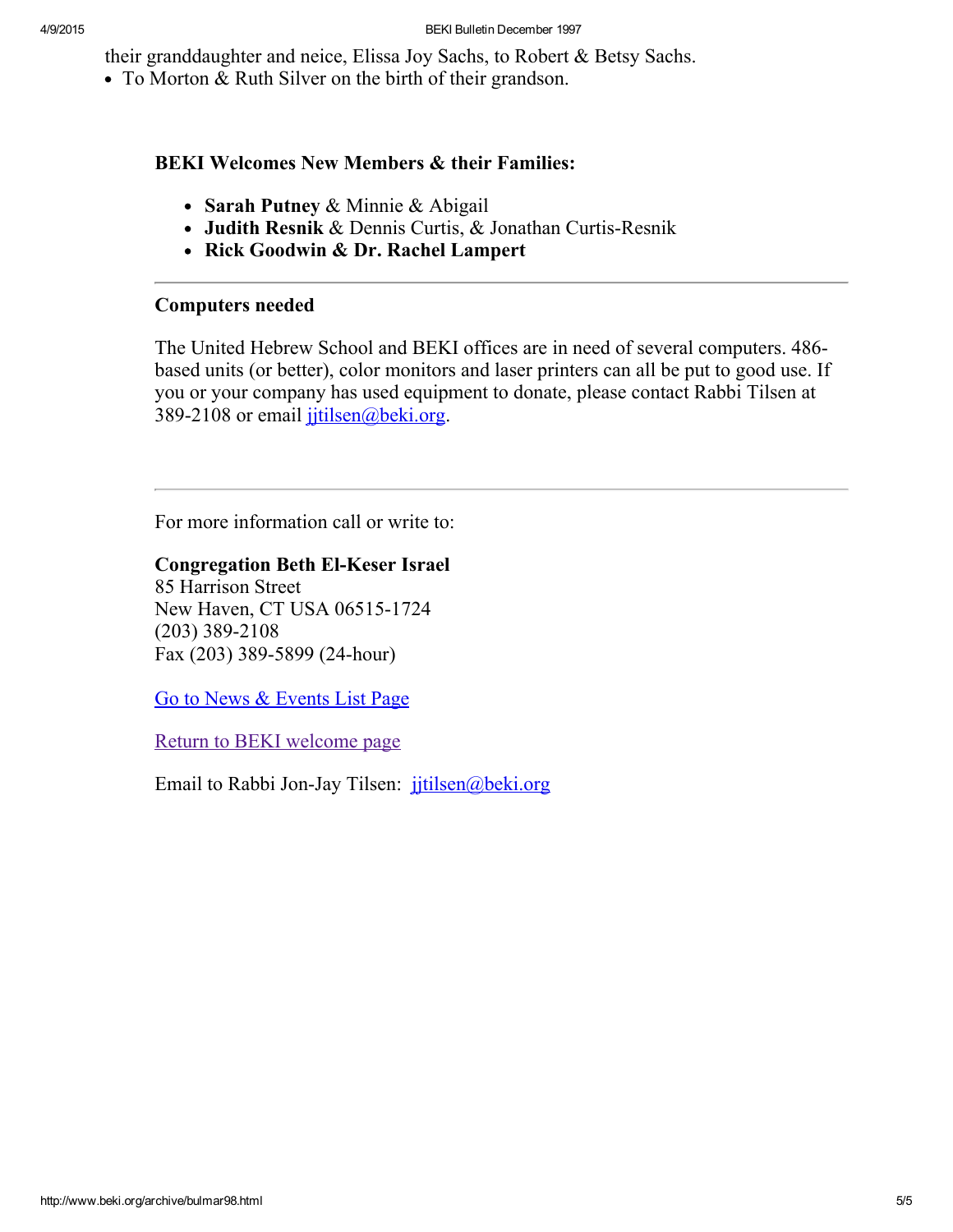their granddaughter and neice, Elissa Joy Sachs, to Robert & Betsy Sachs.

- To Morton & Ruth Silver on the birth of their grandson.

**BEKI Welcomes New Members & their Families:**

- **Sarah Putney** & Minnie & Abigail
- **Judith Resnik** & Dennis Curtis, & Jonathan Curtis-Resnik
- **Rick Goodwin & Dr. Rachel Lampert**

---

**Computers needed**

The United Hebrew School and BEKI offices are in need of several computers. 486-based units (or better), color monitors and laser printers can all be put to good use. If you or your company has used equipment to donate, please contact Rabbi Tilsen at 389-2108 or email jjtilsen@beki.org.

---

For more information call or write to:

**Congregation Beth El-Keser Israel**
85 Harrison Street
New Haven, CT USA 06515-1724
(203) 389-2108
Fax (203) 389-5899 (24-hour)

Go to News & Events List Page

Return to BEKI welcome page

Email to Rabbi Jon-Jay Tilsen: jjtilsen@beki.org